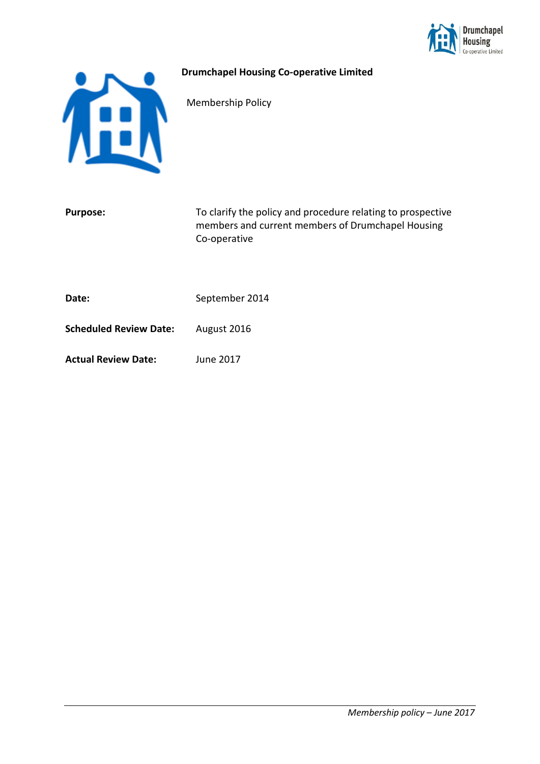# Drumchapel Housing Co-operative Limited

Membership Policy

**Purpose:** To clarify the policy and procedure relating to prospective members and current members of Drumchapel Housing Co-operative

**Date:** September 2014

**Scheduled Review Date:** August 2016

**Actual Review Date:** June 2017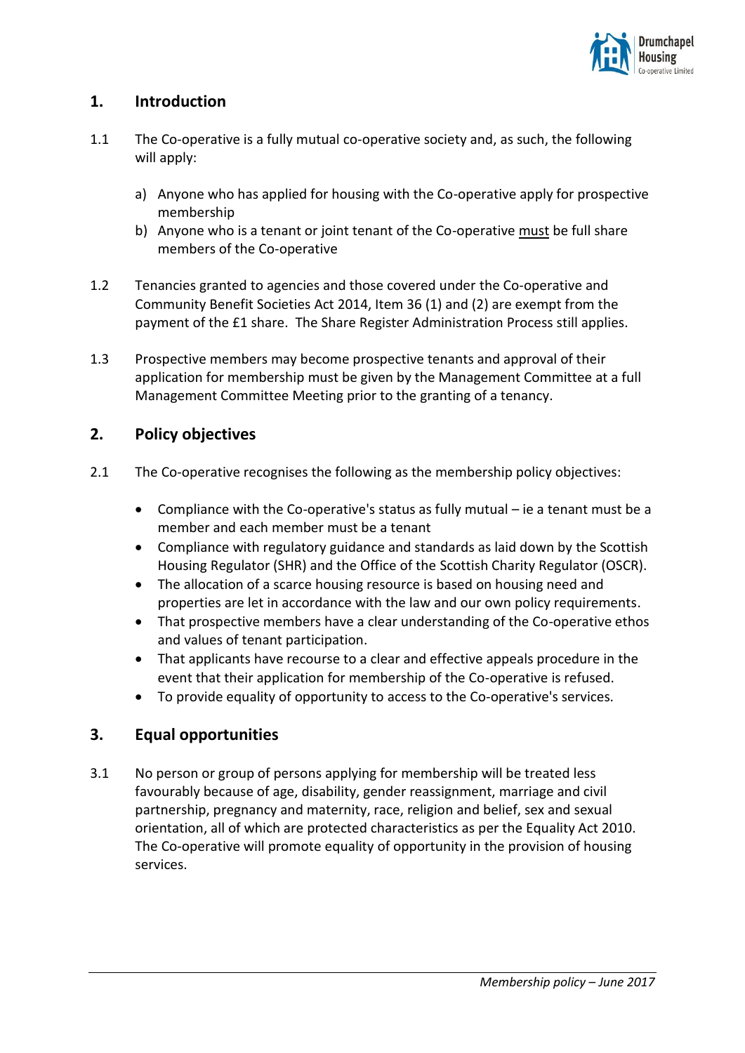## 1. Introduction

1.1 The Co-operative is a fully mutual co-operative society and, as such, the following will apply:

a) Anyone who has applied for housing with the Co-operative apply for prospective membership
b) Anyone who is a tenant or joint tenant of the Co-operative <u>must</u> be full share members of the Co-operative

1.2 Tenancies granted to agencies and those covered under the Co-operative and Community Benefit Societies Act 2014, Item 36 (1) and (2) are exempt from the payment of the £1 share. The Share Register Administration Process still applies.

1.3 Prospective members may become prospective tenants and approval of their application for membership must be given by the Management Committee at a full Management Committee Meeting prior to the granting of a tenancy.

## 2. Policy objectives

2.1 The Co-operative recognises the following as the membership policy objectives:

- Compliance with the Co-operative's status as fully mutual – ie a tenant must be a member and each member must be a tenant
- Compliance with regulatory guidance and standards as laid down by the Scottish Housing Regulator (SHR) and the Office of the Scottish Charity Regulator (OSCR).
- The allocation of a scarce housing resource is based on housing need and properties are let in accordance with the law and our own policy requirements.
- That prospective members have a clear understanding of the Co-operative ethos and values of tenant participation.
- That applicants have recourse to a clear and effective appeals procedure in the event that their application for membership of the Co-operative is refused.
- To provide equality of opportunity to access to the Co-operative's services.

## 3. Equal opportunities

3.1 No person or group of persons applying for membership will be treated less favourably because of age, disability, gender reassignment, marriage and civil partnership, pregnancy and maternity, race, religion and belief, sex and sexual orientation, all of which are protected characteristics as per the Equality Act 2010. The Co-operative will promote equality of opportunity in the provision of housing services.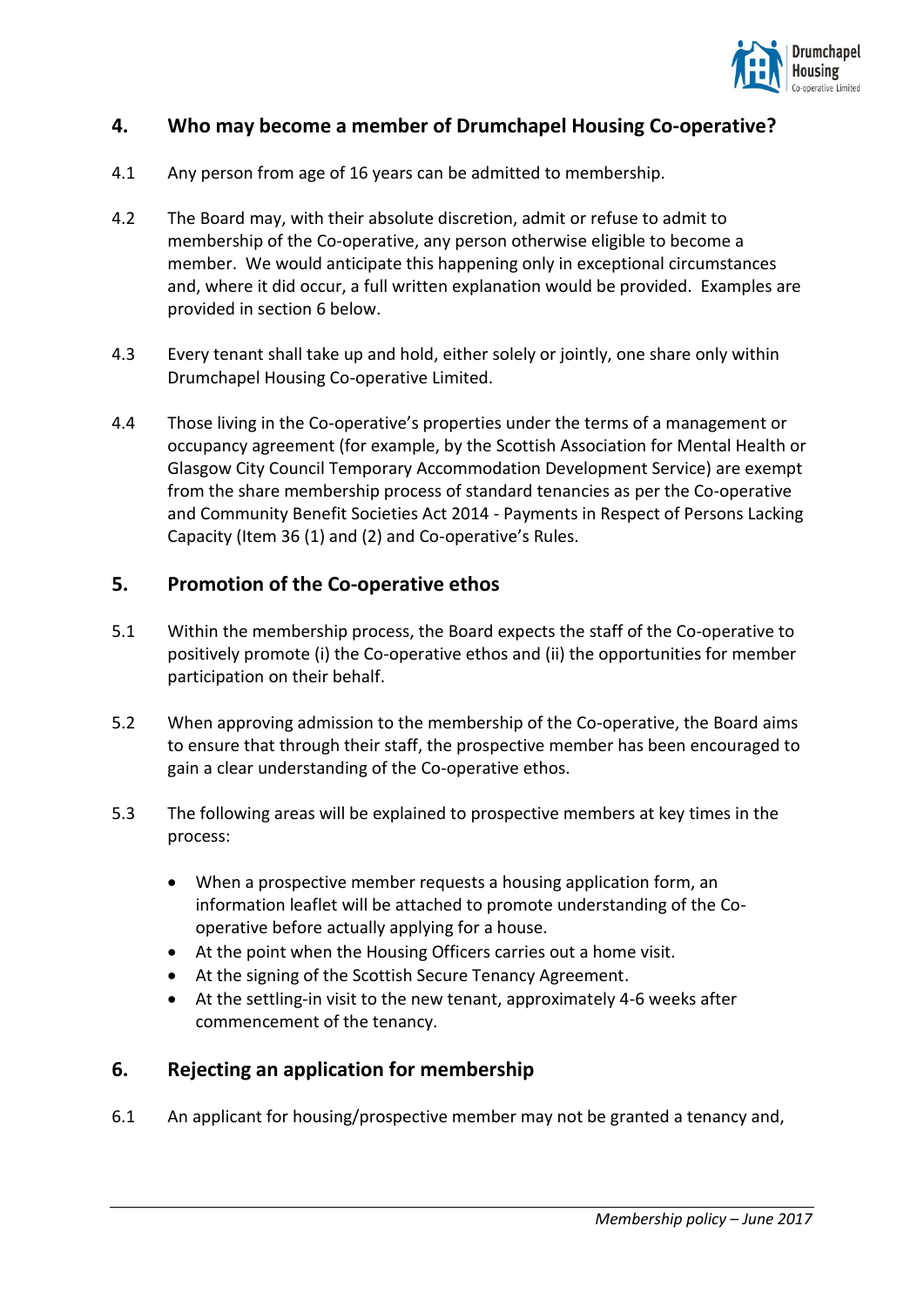## 4. Who may become a member of Drumchapel Housing Co-operative?

4.1 Any person from age of 16 years can be admitted to membership.

4.2 The Board may, with their absolute discretion, admit or refuse to admit to membership of the Co-operative, any person otherwise eligible to become a member. We would anticipate this happening only in exceptional circumstances and, where it did occur, a full written explanation would be provided. Examples are provided in section 6 below.

4.3 Every tenant shall take up and hold, either solely or jointly, one share only within Drumchapel Housing Co-operative Limited.

4.4 Those living in the Co-operative's properties under the terms of a management or occupancy agreement (for example, by the Scottish Association for Mental Health or Glasgow City Council Temporary Accommodation Development Service) are exempt from the share membership process of standard tenancies as per the Co-operative and Community Benefit Societies Act 2014 - Payments in Respect of Persons Lacking Capacity (Item 36 (1) and (2) and Co-operative's Rules.

## 5. Promotion of the Co-operative ethos

5.1 Within the membership process, the Board expects the staff of the Co-operative to positively promote (i) the Co-operative ethos and (ii) the opportunities for member participation on their behalf.

5.2 When approving admission to the membership of the Co-operative, the Board aims to ensure that through their staff, the prospective member has been encouraged to gain a clear understanding of the Co-operative ethos.

5.3 The following areas will be explained to prospective members at key times in the process:

- When a prospective member requests a housing application form, an information leaflet will be attached to promote understanding of the Co-operative before actually applying for a house.
- At the point when the Housing Officers carries out a home visit.
- At the signing of the Scottish Secure Tenancy Agreement.
- At the settling-in visit to the new tenant, approximately 4-6 weeks after commencement of the tenancy.

## 6. Rejecting an application for membership

6.1 An applicant for housing/prospective member may not be granted a tenancy and,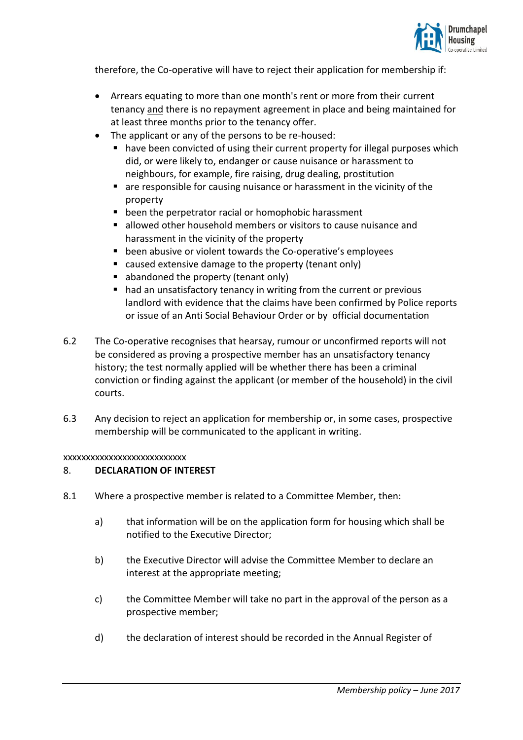therefore, the Co-operative will have to reject their application for membership if:

- Arrears equating to more than one month's rent or more from their current tenancy <u>and</u> there is no repayment agreement in place and being maintained for at least three months prior to the tenancy offer.
- The applicant or any of the persons to be re-housed:
  - have been convicted of using their current property for illegal purposes which did, or were likely to, endanger or cause nuisance or harassment to neighbours, for example, fire raising, drug dealing, prostitution
  - are responsible for causing nuisance or harassment in the vicinity of the property
  - been the perpetrator racial or homophobic harassment
  - allowed other household members or visitors to cause nuisance and harassment in the vicinity of the property
  - been abusive or violent towards the Co-operative's employees
  - caused extensive damage to the property (tenant only)
  - abandoned the property (tenant only)
  - had an unsatisfactory tenancy in writing from the current or previous landlord with evidence that the claims have been confirmed by Police reports or issue of an Anti Social Behaviour Order or by official documentation

6.2 The Co-operative recognises that hearsay, rumour or unconfirmed reports will not be considered as proving a prospective member has an unsatisfactory tenancy history; the test normally applied will be whether there has been a criminal conviction or finding against the applicant (or member of the household) in the civil courts.

6.3 Any decision to reject an application for membership or, in some cases, prospective membership will be communicated to the applicant in writing.

xxxxxxxxxxxxxxxxxxxxxxxxxxx

## 8. DECLARATION OF INTEREST

8.1 Where a prospective member is related to a Committee Member, then:

a) that information will be on the application form for housing which shall be notified to the Executive Director;

b) the Executive Director will advise the Committee Member to declare an interest at the appropriate meeting;

c) the Committee Member will take no part in the approval of the person as a prospective member;

d) the declaration of interest should be recorded in the Annual Register of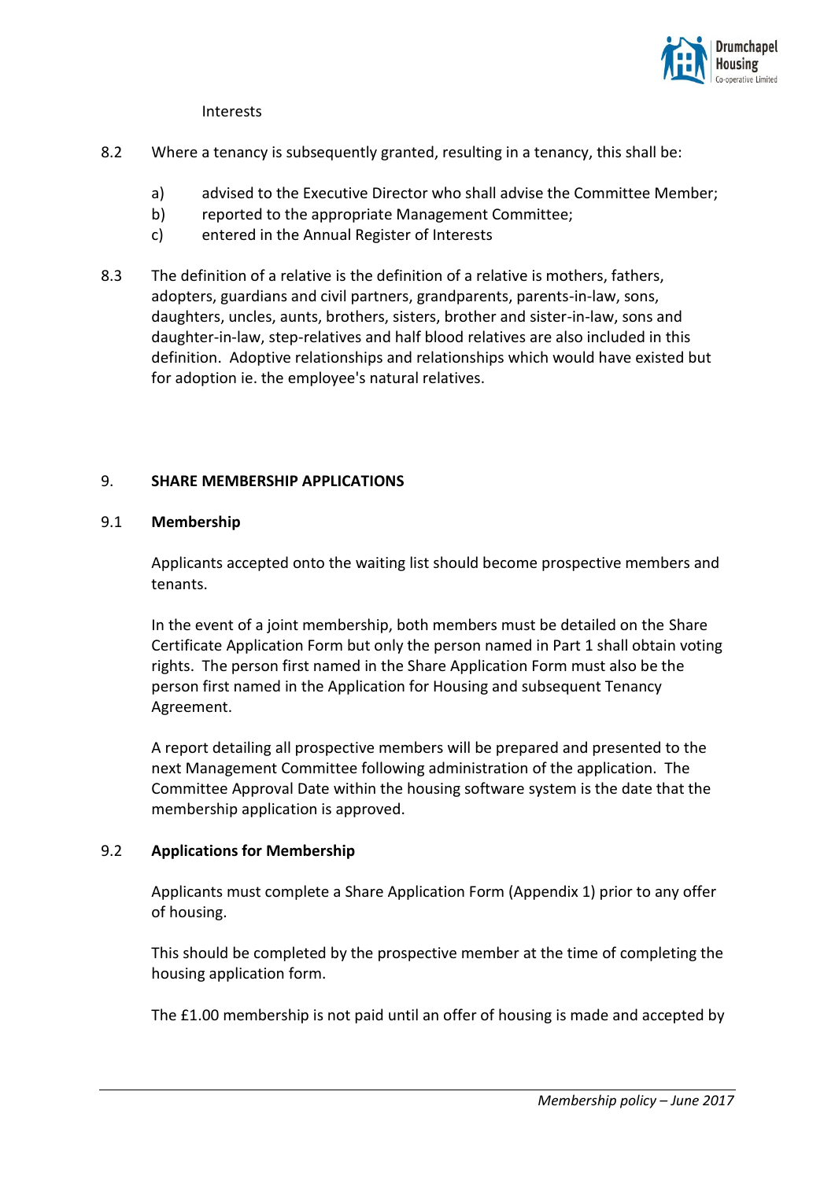Interests

8.2 Where a tenancy is subsequently granted, resulting in a tenancy, this shall be:

a) advised to the Executive Director who shall advise the Committee Member;
b) reported to the appropriate Management Committee;
c) entered in the Annual Register of Interests

8.3 The definition of a relative is the definition of a relative is mothers, fathers, adopters, guardians and civil partners, grandparents, parents-in-law, sons, daughters, uncles, aunts, brothers, sisters, brother and sister-in-law, sons and daughter-in-law, step-relatives and half blood relatives are also included in this definition. Adoptive relationships and relationships which would have existed but for adoption ie. the employee's natural relatives.

## 9. SHARE MEMBERSHIP APPLICATIONS

### 9.1 Membership

Applicants accepted onto the waiting list should become prospective members and tenants.

In the event of a joint membership, both members must be detailed on the Share Certificate Application Form but only the person named in Part 1 shall obtain voting rights. The person first named in the Share Application Form must also be the person first named in the Application for Housing and subsequent Tenancy Agreement.

A report detailing all prospective members will be prepared and presented to the next Management Committee following administration of the application. The Committee Approval Date within the housing software system is the date that the membership application is approved.

### 9.2 Applications for Membership

Applicants must complete a Share Application Form (Appendix 1) prior to any offer of housing.

This should be completed by the prospective member at the time of completing the housing application form.

The £1.00 membership is not paid until an offer of housing is made and accepted by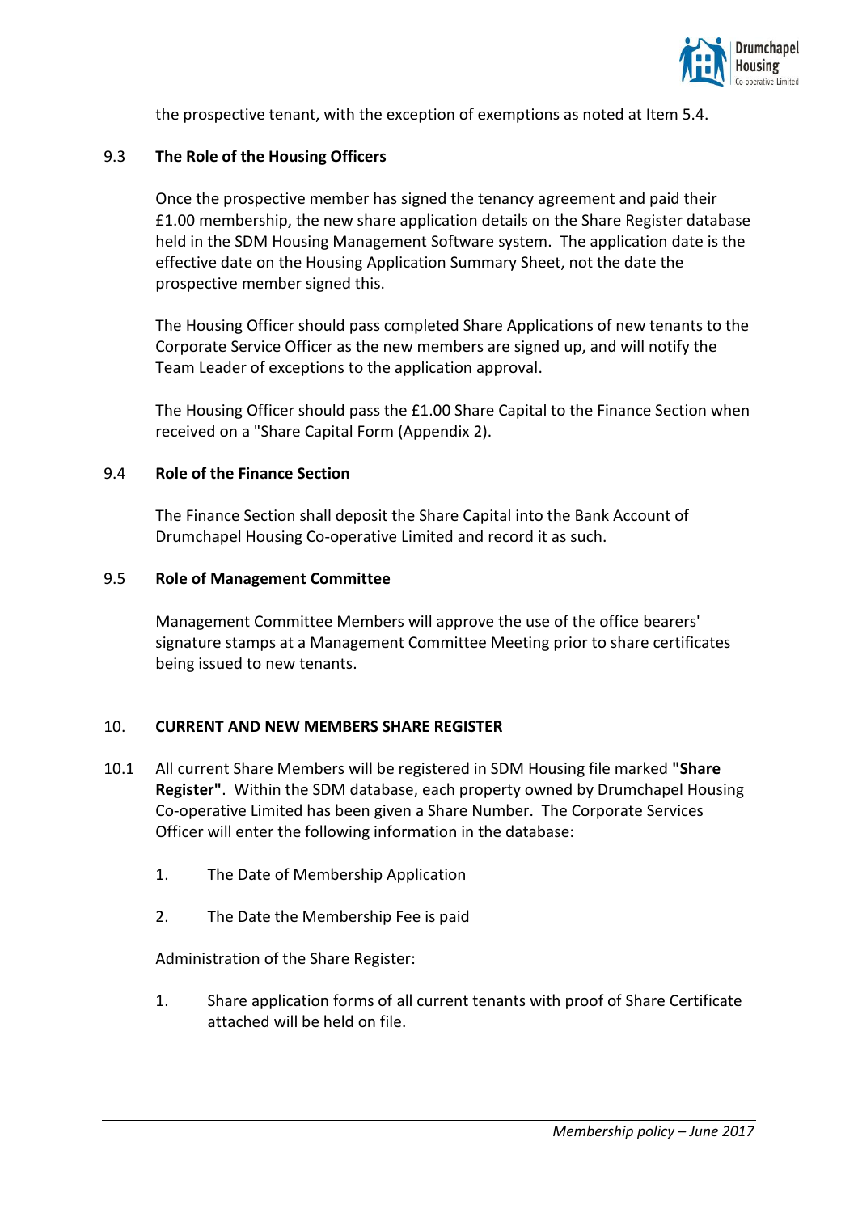the prospective tenant, with the exception of exemptions as noted at Item 5.4.

### 9.3 The Role of the Housing Officers

Once the prospective member has signed the tenancy agreement and paid their £1.00 membership, the new share application details on the Share Register database held in the SDM Housing Management Software system. The application date is the effective date on the Housing Application Summary Sheet, not the date the prospective member signed this.

The Housing Officer should pass completed Share Applications of new tenants to the Corporate Service Officer as the new members are signed up, and will notify the Team Leader of exceptions to the application approval.

The Housing Officer should pass the £1.00 Share Capital to the Finance Section when received on a "Share Capital Form (Appendix 2).

### 9.4 Role of the Finance Section

The Finance Section shall deposit the Share Capital into the Bank Account of Drumchapel Housing Co-operative Limited and record it as such.

### 9.5 Role of Management Committee

Management Committee Members will approve the use of the office bearers' signature stamps at a Management Committee Meeting prior to share certificates being issued to new tenants.

## 10. CURRENT AND NEW MEMBERS SHARE REGISTER

10.1 All current Share Members will be registered in SDM Housing file marked **"Share Register"**. Within the SDM database, each property owned by Drumchapel Housing Co-operative Limited has been given a Share Number. The Corporate Services Officer will enter the following information in the database:

1. The Date of Membership Application
2. The Date the Membership Fee is paid

Administration of the Share Register:

1. Share application forms of all current tenants with proof of Share Certificate attached will be held on file.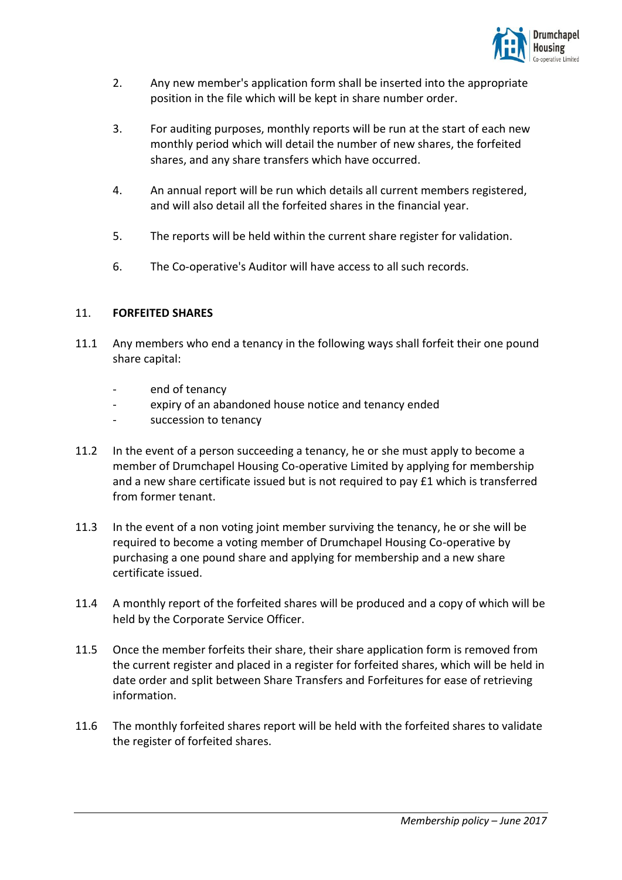2. Any new member's application form shall be inserted into the appropriate position in the file which will be kept in share number order.

3. For auditing purposes, monthly reports will be run at the start of each new monthly period which will detail the number of new shares, the forfeited shares, and any share transfers which have occurred.

4. An annual report will be run which details all current members registered, and will also detail all the forfeited shares in the financial year.

5. The reports will be held within the current share register for validation.

6. The Co-operative's Auditor will have access to all such records.

## 11. FORFEITED SHARES

11.1 Any members who end a tenancy in the following ways shall forfeit their one pound share capital:

- end of tenancy
- expiry of an abandoned house notice and tenancy ended
- succession to tenancy

11.2 In the event of a person succeeding a tenancy, he or she must apply to become a member of Drumchapel Housing Co-operative Limited by applying for membership and a new share certificate issued but is not required to pay £1 which is transferred from former tenant.

11.3 In the event of a non voting joint member surviving the tenancy, he or she will be required to become a voting member of Drumchapel Housing Co-operative by purchasing a one pound share and applying for membership and a new share certificate issued.

11.4 A monthly report of the forfeited shares will be produced and a copy of which will be held by the Corporate Service Officer.

11.5 Once the member forfeits their share, their share application form is removed from the current register and placed in a register for forfeited shares, which will be held in date order and split between Share Transfers and Forfeitures for ease of retrieving information.

11.6 The monthly forfeited shares report will be held with the forfeited shares to validate the register of forfeited shares.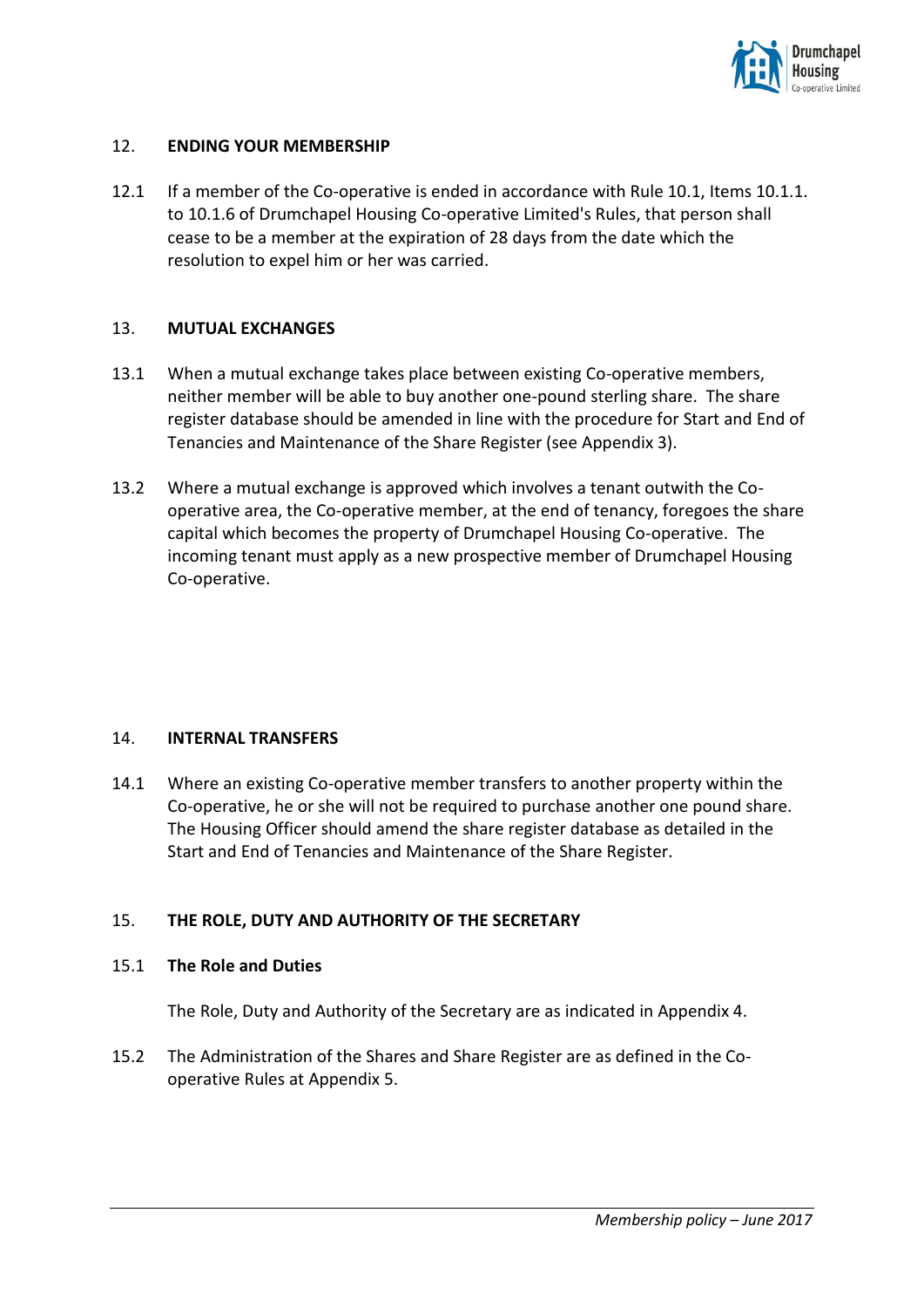## 12. ENDING YOUR MEMBERSHIP

12.1 If a member of the Co-operative is ended in accordance with Rule 10.1, Items 10.1.1. to 10.1.6 of Drumchapel Housing Co-operative Limited's Rules, that person shall cease to be a member at the expiration of 28 days from the date which the resolution to expel him or her was carried.

## 13. MUTUAL EXCHANGES

13.1 When a mutual exchange takes place between existing Co-operative members, neither member will be able to buy another one-pound sterling share. The share register database should be amended in line with the procedure for Start and End of Tenancies and Maintenance of the Share Register (see Appendix 3).

13.2 Where a mutual exchange is approved which involves a tenant outwith the Co-operative area, the Co-operative member, at the end of tenancy, foregoes the share capital which becomes the property of Drumchapel Housing Co-operative. The incoming tenant must apply as a new prospective member of Drumchapel Housing Co-operative.

## 14. INTERNAL TRANSFERS

14.1 Where an existing Co-operative member transfers to another property within the Co-operative, he or she will not be required to purchase another one pound share. The Housing Officer should amend the share register database as detailed in the Start and End of Tenancies and Maintenance of the Share Register.

## 15. THE ROLE, DUTY AND AUTHORITY OF THE SECRETARY

### 15.1 The Role and Duties

The Role, Duty and Authority of the Secretary are as indicated in Appendix 4.

15.2 The Administration of the Shares and Share Register are as defined in the Co-operative Rules at Appendix 5.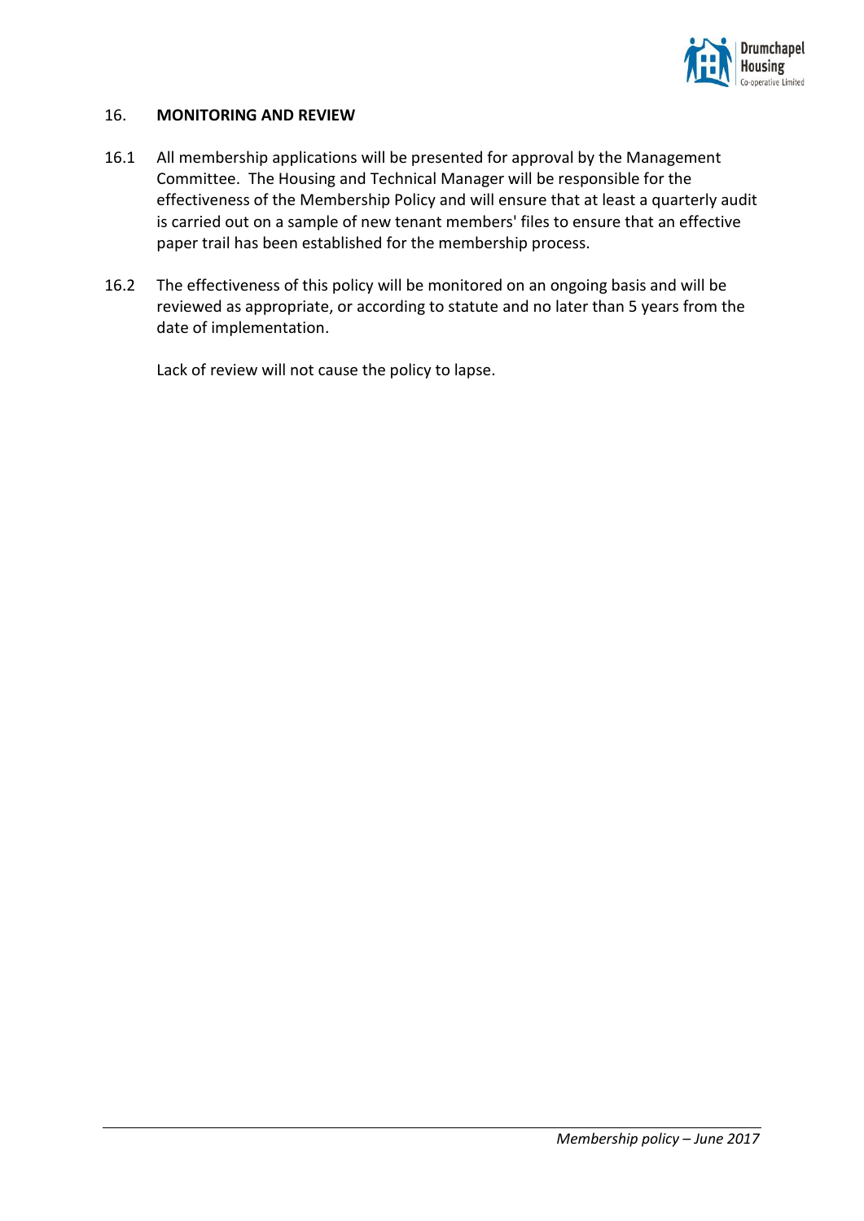## 16. MONITORING AND REVIEW

16.1 All membership applications will be presented for approval by the Management Committee. The Housing and Technical Manager will be responsible for the effectiveness of the Membership Policy and will ensure that at least a quarterly audit is carried out on a sample of new tenant members' files to ensure that an effective paper trail has been established for the membership process.

16.2 The effectiveness of this policy will be monitored on an ongoing basis and will be reviewed as appropriate, or according to statute and no later than 5 years from the date of implementation.

Lack of review will not cause the policy to lapse.